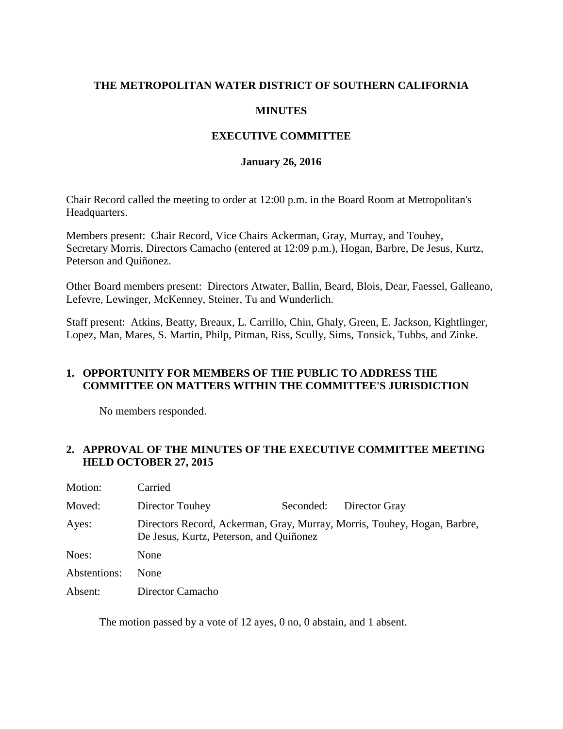# THE METROPOLITAN WATER DISTRICT OF SOUTHERN CALIFORNIA

## MINUTES

## EXECUTIVE COMMITTEE

### January 26, 2016

Chair Record called the meeting to order at 12:00 p.m. in the Board Room at Metropolitan's Headquarters.

Members present: Chair Record, Vice Chairs Ackerman, Gray, Murray, and Touhey, Secretary Morris, Directors Camacho (entered at 12:09 p.m.), Hogan, Barbre, De Jesus, Kurtz, Peterson and Quiñonez.

Other Board members present: Directors Atwater, Ballin, Beard, Blois, Dear, Faessel, Galleano, Lefevre, Lewinger, McKenney, Steiner, Tu and Wunderlich.

Staff present: Atkins, Beatty, Breaux, L. Carrillo, Chin, Ghaly, Green, E. Jackson, Kightlinger, Lopez, Man, Mares, S. Martin, Philp, Pitman, Riss, Scully, Sims, Tonsick, Tubbs, and Zinke.

**1. OPPORTUNITY FOR MEMBERS OF THE PUBLIC TO ADDRESS THE COMMITTEE ON MATTERS WITHIN THE COMMITTEE'S JURISDICTION**

No members responded.

**2. APPROVAL OF THE MINUTES OF THE EXECUTIVE COMMITTEE MEETING HELD OCTOBER 27, 2015**

| | | | |
|---|---|---|---|
| Motion: | Carried | | |
| Moved: | Director Touhey | Seconded: | Director Gray |
| Ayes: | Directors Record, Ackerman, Gray, Murray, Morris, Touhey, Hogan, Barbre, De Jesus, Kurtz, Peterson, and Quiñonez | | |
| Noes: | None | | |
| Abstentions: | None | | |
| Absent: | Director Camacho | | |

The motion passed by a vote of 12 ayes, 0 no, 0 abstain, and 1 absent.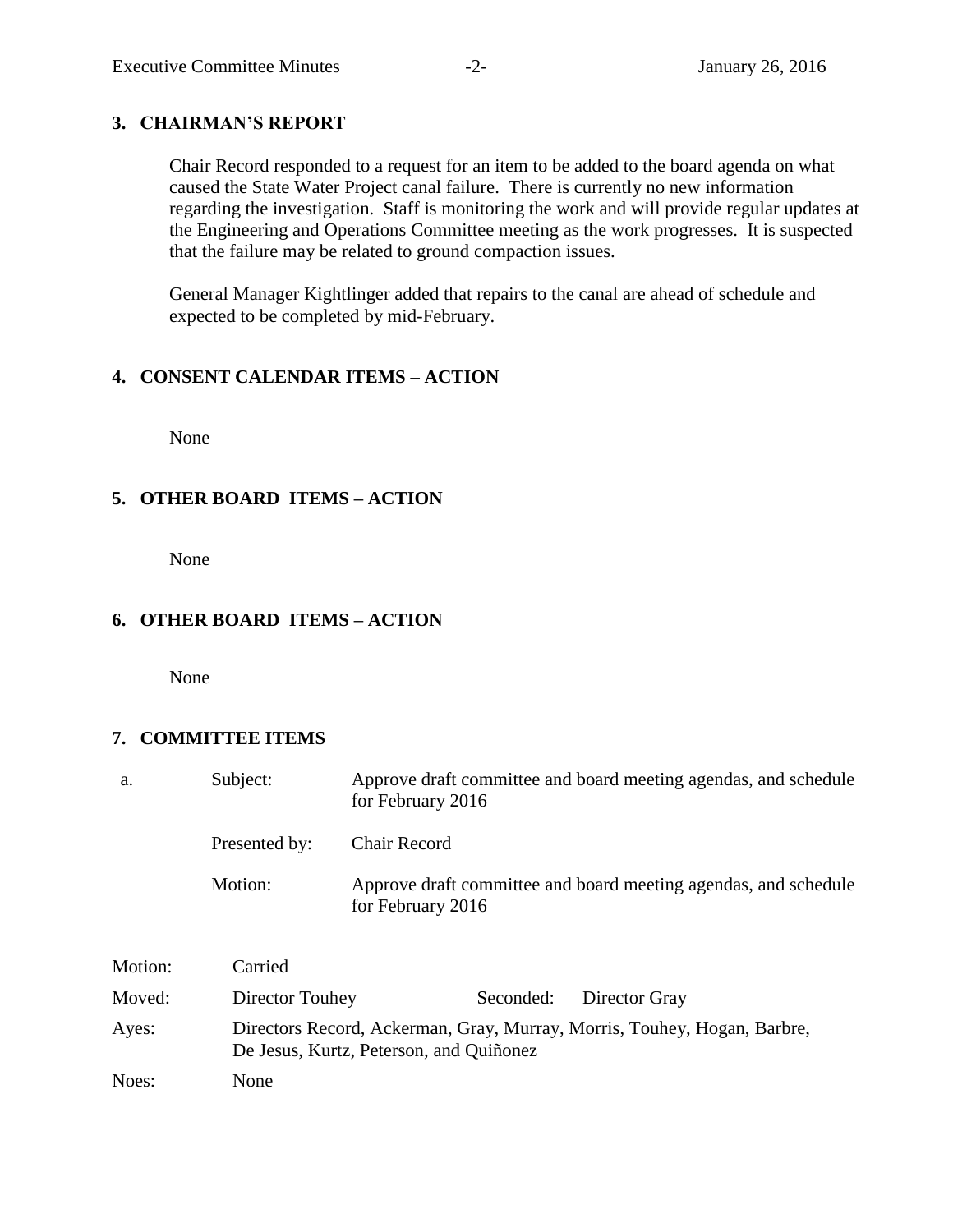## 3. CHAIRMAN'S REPORT

Chair Record responded to a request for an item to be added to the board agenda on what caused the State Water Project canal failure. There is currently no new information regarding the investigation. Staff is monitoring the work and will provide regular updates at the Engineering and Operations Committee meeting as the work progresses. It is suspected that the failure may be related to ground compaction issues.

General Manager Kightlinger added that repairs to the canal are ahead of schedule and expected to be completed by mid-February.

## 4. CONSENT CALENDAR ITEMS – ACTION

None

## 5. OTHER BOARD ITEMS – ACTION

None

## 6. OTHER BOARD ITEMS – ACTION

None

## 7. COMMITTEE ITEMS

a. Subject: Approve draft committee and board meeting agendas, and schedule for February 2016

Presented by: Chair Record

Motion: Approve draft committee and board meeting agendas, and schedule for February 2016

Motion: Carried

Moved: Director Touhey    Seconded: Director Gray

Ayes: Directors Record, Ackerman, Gray, Murray, Morris, Touhey, Hogan, Barbre, De Jesus, Kurtz, Peterson, and Quiñonez

Noes: None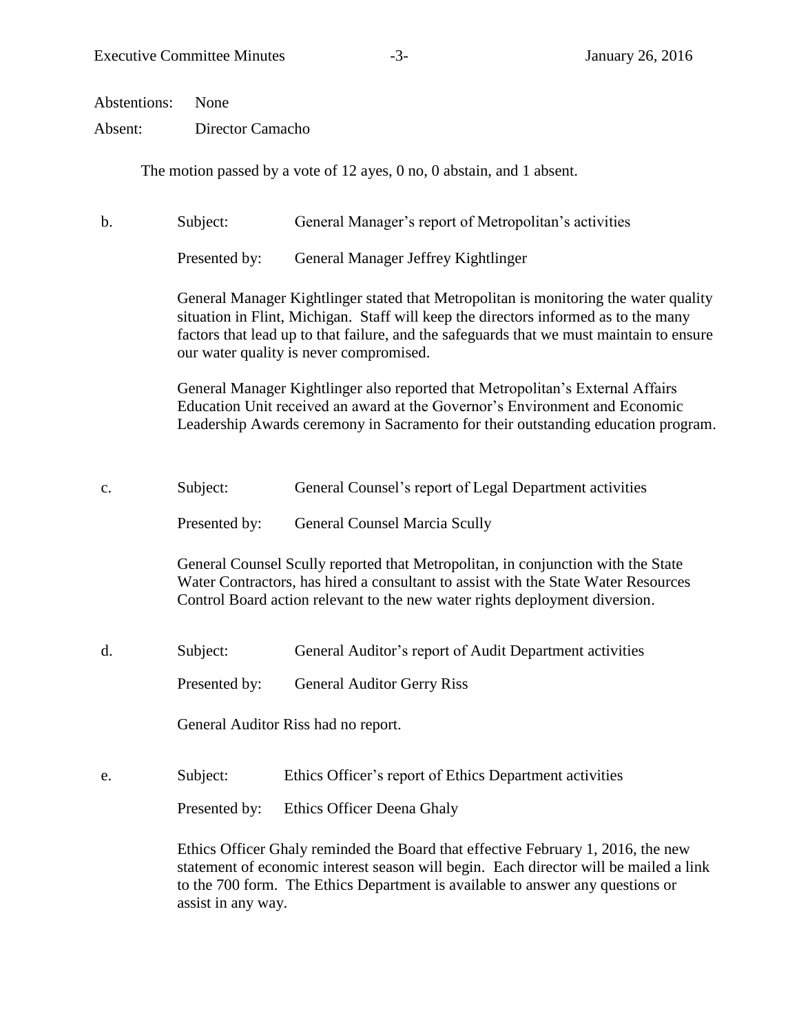Abstentions: None

Absent: Director Camacho

The motion passed by a vote of 12 ayes, 0 no, 0 abstain, and 1 absent.

b. Subject: General Manager's report of Metropolitan's activities

Presented by: General Manager Jeffrey Kightlinger

General Manager Kightlinger stated that Metropolitan is monitoring the water quality situation in Flint, Michigan. Staff will keep the directors informed as to the many factors that lead up to that failure, and the safeguards that we must maintain to ensure our water quality is never compromised.

General Manager Kightlinger also reported that Metropolitan's External Affairs Education Unit received an award at the Governor's Environment and Economic Leadership Awards ceremony in Sacramento for their outstanding education program.

c. Subject: General Counsel's report of Legal Department activities

Presented by: General Counsel Marcia Scully

General Counsel Scully reported that Metropolitan, in conjunction with the State Water Contractors, has hired a consultant to assist with the State Water Resources Control Board action relevant to the new water rights deployment diversion.

d. Subject: General Auditor's report of Audit Department activities

Presented by: General Auditor Gerry Riss

General Auditor Riss had no report.

e. Subject: Ethics Officer's report of Ethics Department activities

Presented by: Ethics Officer Deena Ghaly

Ethics Officer Ghaly reminded the Board that effective February 1, 2016, the new statement of economic interest season will begin. Each director will be mailed a link to the 700 form. The Ethics Department is available to answer any questions or assist in any way.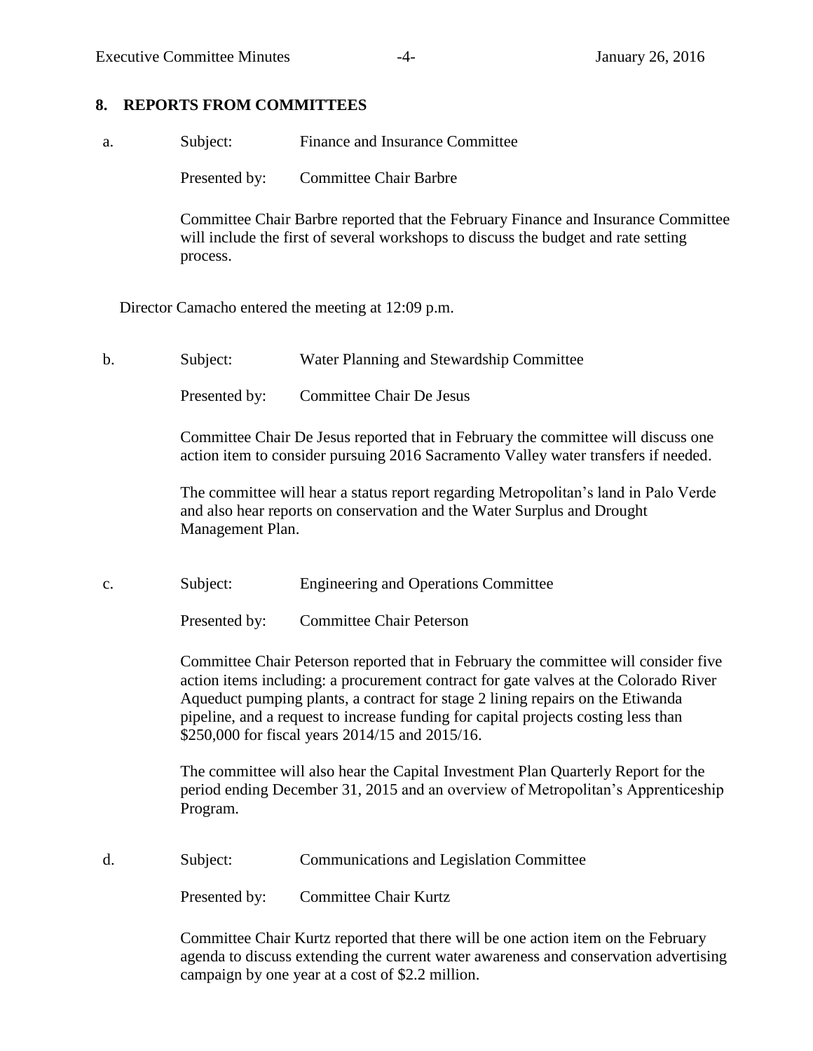## 8. REPORTS FROM COMMITTEES

a. Subject: Finance and Insurance Committee

Presented by: Committee Chair Barbre

Committee Chair Barbre reported that the February Finance and Insurance Committee will include the first of several workshops to discuss the budget and rate setting process.

Director Camacho entered the meeting at 12:09 p.m.

b. Subject: Water Planning and Stewardship Committee

Presented by: Committee Chair De Jesus

Committee Chair De Jesus reported that in February the committee will discuss one action item to consider pursuing 2016 Sacramento Valley water transfers if needed.

The committee will hear a status report regarding Metropolitan's land in Palo Verde and also hear reports on conservation and the Water Surplus and Drought Management Plan.

c. Subject: Engineering and Operations Committee

Presented by: Committee Chair Peterson

Committee Chair Peterson reported that in February the committee will consider five action items including: a procurement contract for gate valves at the Colorado River Aqueduct pumping plants, a contract for stage 2 lining repairs on the Etiwanda pipeline, and a request to increase funding for capital projects costing less than $250,000 for fiscal years 2014/15 and 2015/16.

The committee will also hear the Capital Investment Plan Quarterly Report for the period ending December 31, 2015 and an overview of Metropolitan's Apprenticeship Program.

d. Subject: Communications and Legislation Committee

Presented by: Committee Chair Kurtz

Committee Chair Kurtz reported that there will be one action item on the February agenda to discuss extending the current water awareness and conservation advertising campaign by one year at a cost of $2.2 million.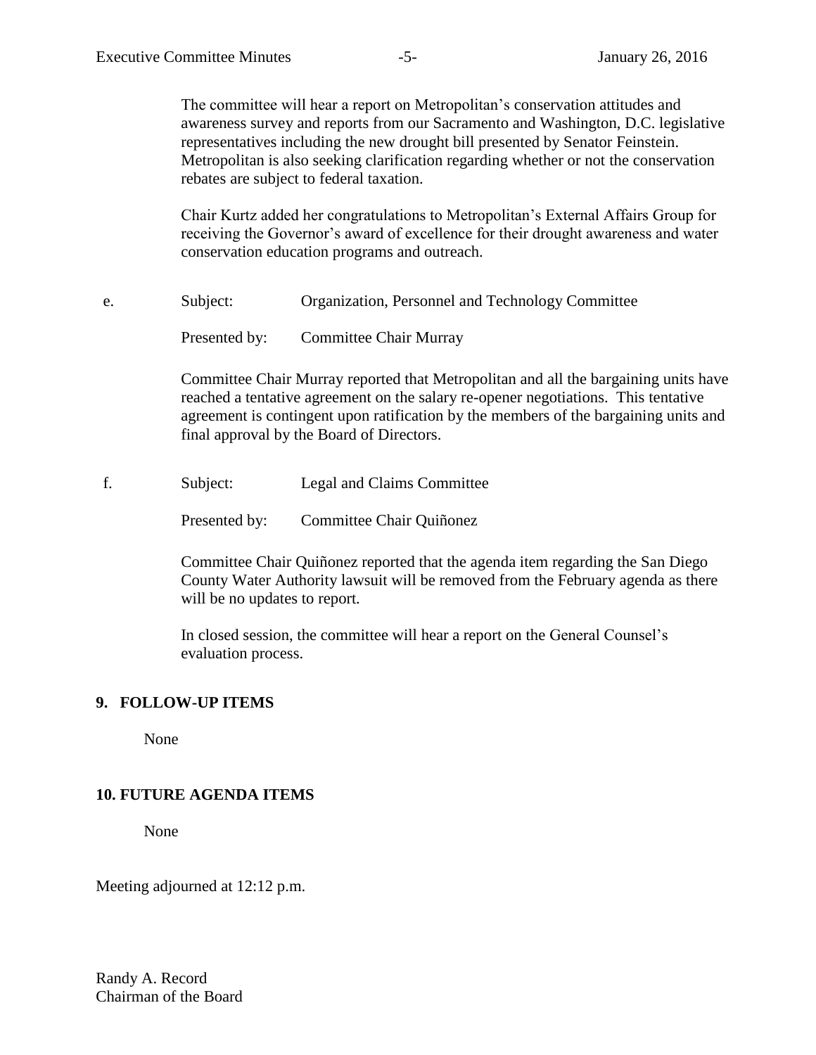The committee will hear a report on Metropolitan's conservation attitudes and awareness survey and reports from our Sacramento and Washington, D.C. legislative representatives including the new drought bill presented by Senator Feinstein. Metropolitan is also seeking clarification regarding whether or not the conservation rebates are subject to federal taxation.

Chair Kurtz added her congratulations to Metropolitan's External Affairs Group for receiving the Governor's award of excellence for their drought awareness and water conservation education programs and outreach.

e. Subject: Organization, Personnel and Technology Committee

Presented by: Committee Chair Murray

Committee Chair Murray reported that Metropolitan and all the bargaining units have reached a tentative agreement on the salary re-opener negotiations. This tentative agreement is contingent upon ratification by the members of the bargaining units and final approval by the Board of Directors.

f. Subject: Legal and Claims Committee

Presented by: Committee Chair Quiñonez

Committee Chair Quiñonez reported that the agenda item regarding the San Diego County Water Authority lawsuit will be removed from the February agenda as there will be no updates to report.

In closed session, the committee will hear a report on the General Counsel's evaluation process.

**9. FOLLOW-UP ITEMS**

None

**10. FUTURE AGENDA ITEMS**

None

Meeting adjourned at 12:12 p.m.

Randy A. Record
Chairman of the Board